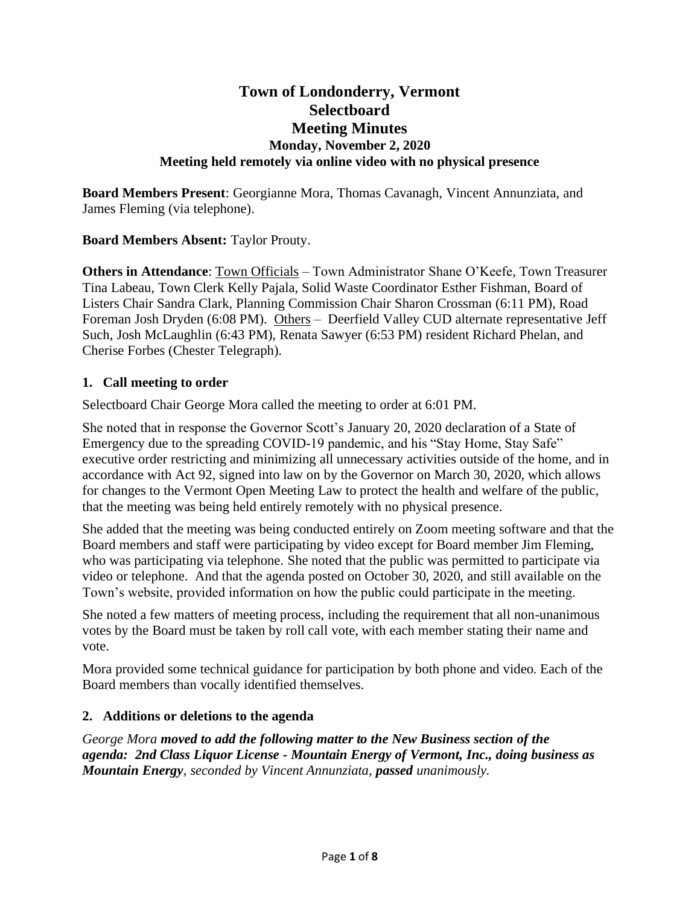# Town of Londonderry, Vermont
# Selectboard
# Meeting Minutes

### Monday, November 2, 2020
### Meeting held remotely via online video with no physical presence

**Board Members Present**: Georgianne Mora, Thomas Cavanagh, Vincent Annunziata, and James Fleming (via telephone).

**Board Members Absent:** Taylor Prouty.

**Others in Attendance**: Town Officials – Town Administrator Shane O'Keefe, Town Treasurer Tina Labeau, Town Clerk Kelly Pajala, Solid Waste Coordinator Esther Fishman, Board of Listers Chair Sandra Clark, Planning Commission Chair Sharon Crossman (6:11 PM), Road Foreman Josh Dryden (6:08 PM). Others – Deerfield Valley CUD alternate representative Jeff Such, Josh McLaughlin (6:43 PM), Renata Sawyer (6:53 PM) resident Richard Phelan, and Cherise Forbes (Chester Telegraph).

## 1. Call meeting to order

Selectboard Chair George Mora called the meeting to order at 6:01 PM.

She noted that in response the Governor Scott's January 20, 2020 declaration of a State of Emergency due to the spreading COVID-19 pandemic, and his "Stay Home, Stay Safe" executive order restricting and minimizing all unnecessary activities outside of the home, and in accordance with Act 92, signed into law on by the Governor on March 30, 2020, which allows for changes to the Vermont Open Meeting Law to protect the health and welfare of the public, that the meeting was being held entirely remotely with no physical presence.

She added that the meeting was being conducted entirely on Zoom meeting software and that the Board members and staff were participating by video except for Board member Jim Fleming, who was participating via telephone. She noted that the public was permitted to participate via video or telephone. And that the agenda posted on October 30, 2020, and still available on the Town's website, provided information on how the public could participate in the meeting.

She noted a few matters of meeting process, including the requirement that all non-unanimous votes by the Board must be taken by roll call vote, with each member stating their name and vote.

Mora provided some technical guidance for participation by both phone and video. Each of the Board members than vocally identified themselves.

## 2. Additions or deletions to the agenda

*George Mora* ***moved to add the following matter to the New Business section of the agenda: 2nd Class Liquor License - Mountain Energy of Vermont, Inc., doing business as Mountain Energy****, seconded by Vincent Annunziata,* ***passed*** *unanimously.*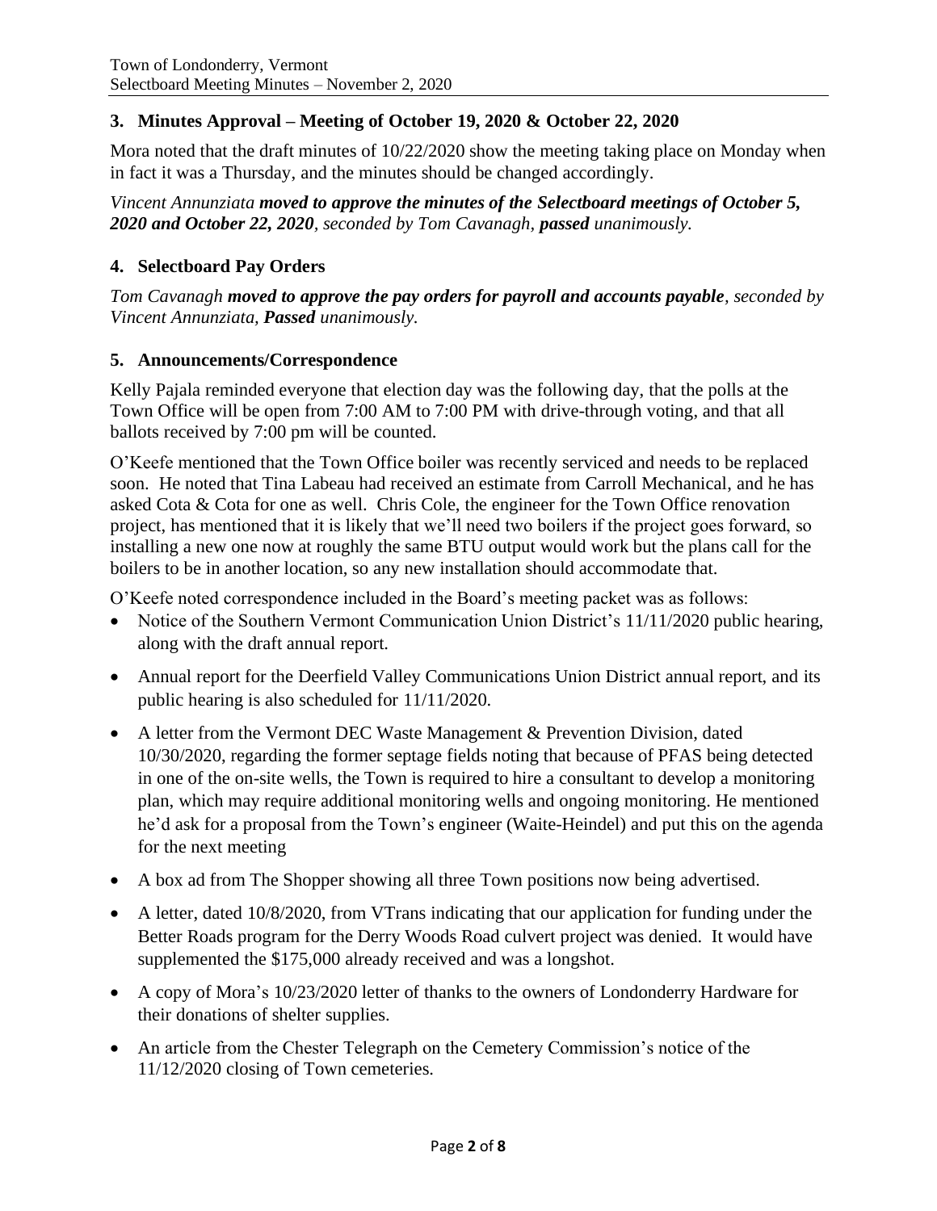### 3. Minutes Approval – Meeting of October 19, 2020 & October 22, 2020

Mora noted that the draft minutes of 10/22/2020 show the meeting taking place on Monday when in fact it was a Thursday, and the minutes should be changed accordingly.

*Vincent Annunziata* ***moved to approve the minutes of the Selectboard meetings of October 5, 2020 and October 22, 2020****, seconded by Tom Cavanagh,* ***passed*** *unanimously.*

### 4. Selectboard Pay Orders

*Tom Cavanagh* ***moved to approve the pay orders for payroll and accounts payable****, seconded by Vincent Annunziata,* ***Passed*** *unanimously.*

### 5. Announcements/Correspondence

Kelly Pajala reminded everyone that election day was the following day, that the polls at the Town Office will be open from 7:00 AM to 7:00 PM with drive-through voting, and that all ballots received by 7:00 pm will be counted.

O'Keefe mentioned that the Town Office boiler was recently serviced and needs to be replaced soon. He noted that Tina Labeau had received an estimate from Carroll Mechanical, and he has asked Cota & Cota for one as well. Chris Cole, the engineer for the Town Office renovation project, has mentioned that it is likely that we'll need two boilers if the project goes forward, so installing a new one now at roughly the same BTU output would work but the plans call for the boilers to be in another location, so any new installation should accommodate that.

O'Keefe noted correspondence included in the Board's meeting packet was as follows:

- Notice of the Southern Vermont Communication Union District's 11/11/2020 public hearing, along with the draft annual report.
- Annual report for the Deerfield Valley Communications Union District annual report, and its public hearing is also scheduled for 11/11/2020.
- A letter from the Vermont DEC Waste Management & Prevention Division, dated 10/30/2020, regarding the former septage fields noting that because of PFAS being detected in one of the on-site wells, the Town is required to hire a consultant to develop a monitoring plan, which may require additional monitoring wells and ongoing monitoring. He mentioned he'd ask for a proposal from the Town's engineer (Waite-Heindel) and put this on the agenda for the next meeting
- A box ad from The Shopper showing all three Town positions now being advertised.
- A letter, dated 10/8/2020, from VTrans indicating that our application for funding under the Better Roads program for the Derry Woods Road culvert project was denied. It would have supplemented the $175,000 already received and was a longshot.
- A copy of Mora's 10/23/2020 letter of thanks to the owners of Londonderry Hardware for their donations of shelter supplies.
- An article from the Chester Telegraph on the Cemetery Commission's notice of the 11/12/2020 closing of Town cemeteries.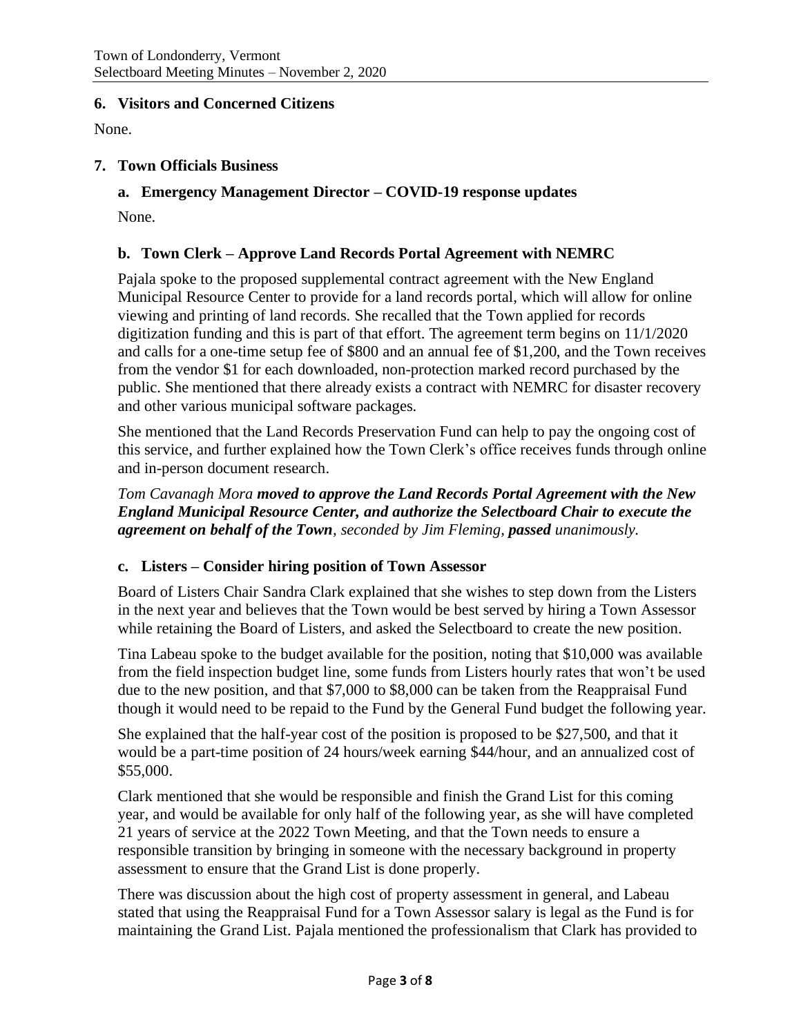## 6. Visitors and Concerned Citizens

None.

## 7. Town Officials Business

### a. Emergency Management Director – COVID-19 response updates

None.

### b. Town Clerk – Approve Land Records Portal Agreement with NEMRC

Pajala spoke to the proposed supplemental contract agreement with the New England Municipal Resource Center to provide for a land records portal, which will allow for online viewing and printing of land records. She recalled that the Town applied for records digitization funding and this is part of that effort. The agreement term begins on 11/1/2020 and calls for a one-time setup fee of $800 and an annual fee of $1,200, and the Town receives from the vendor $1 for each downloaded, non-protection marked record purchased by the public. She mentioned that there already exists a contract with NEMRC for disaster recovery and other various municipal software packages.

She mentioned that the Land Records Preservation Fund can help to pay the ongoing cost of this service, and further explained how the Town Clerk's office receives funds through online and in-person document research.

*Tom Cavanagh Mora* ***moved to approve the Land Records Portal Agreement with the New England Municipal Resource Center, and authorize the Selectboard Chair to execute the agreement on behalf of the Town****, seconded by Jim Fleming,* ***passed*** *unanimously.*

### c. Listers – Consider hiring position of Town Assessor

Board of Listers Chair Sandra Clark explained that she wishes to step down from the Listers in the next year and believes that the Town would be best served by hiring a Town Assessor while retaining the Board of Listers, and asked the Selectboard to create the new position.

Tina Labeau spoke to the budget available for the position, noting that $10,000 was available from the field inspection budget line, some funds from Listers hourly rates that won't be used due to the new position, and that $7,000 to $8,000 can be taken from the Reappraisal Fund though it would need to be repaid to the Fund by the General Fund budget the following year.

She explained that the half-year cost of the position is proposed to be $27,500, and that it would be a part-time position of 24 hours/week earning $44/hour, and an annualized cost of $55,000.

Clark mentioned that she would be responsible and finish the Grand List for this coming year, and would be available for only half of the following year, as she will have completed 21 years of service at the 2022 Town Meeting, and that the Town needs to ensure a responsible transition by bringing in someone with the necessary background in property assessment to ensure that the Grand List is done properly.

There was discussion about the high cost of property assessment in general, and Labeau stated that using the Reappraisal Fund for a Town Assessor salary is legal as the Fund is for maintaining the Grand List. Pajala mentioned the professionalism that Clark has provided to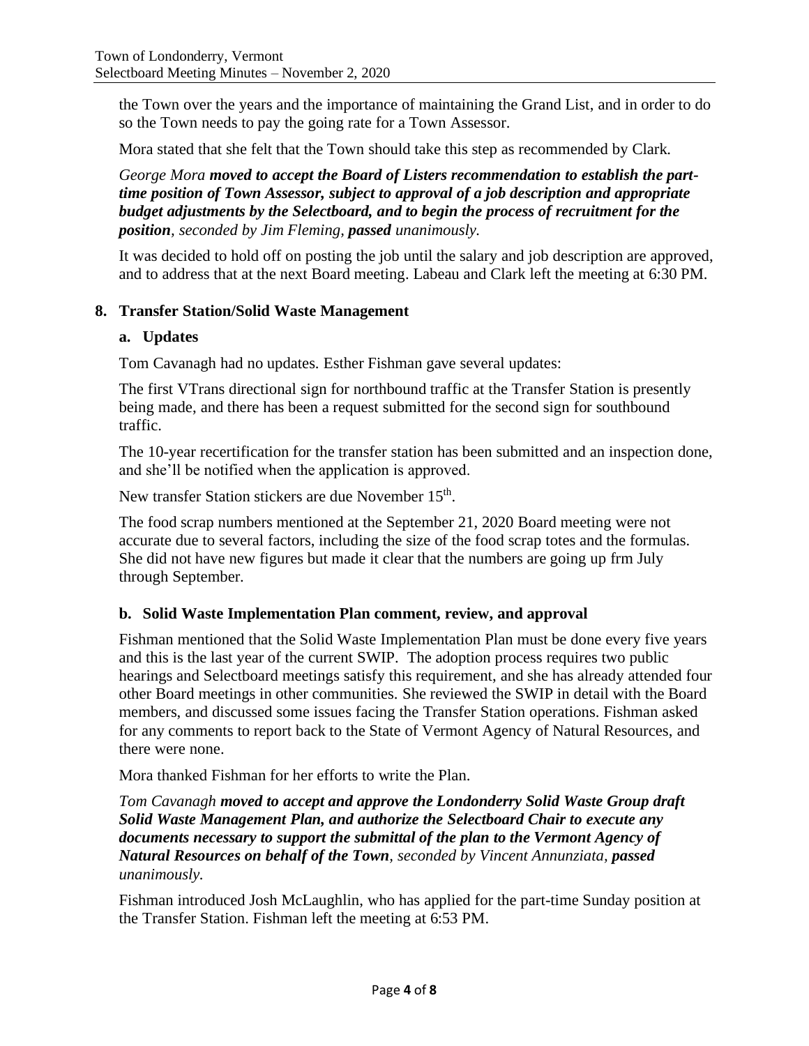the Town over the years and the importance of maintaining the Grand List, and in order to do so the Town needs to pay the going rate for a Town Assessor.

Mora stated that she felt that the Town should take this step as recommended by Clark.

*George Mora* ***moved to accept the Board of Listers recommendation to establish the part-time position of Town Assessor, subject to approval of a job description and appropriate budget adjustments by the Selectboard, and to begin the process of recruitment for the position****, seconded by Jim Fleming,* ***passed*** *unanimously.*

It was decided to hold off on posting the job until the salary and job description are approved, and to address that at the next Board meeting. Labeau and Clark left the meeting at 6:30 PM.

## 8. Transfer Station/Solid Waste Management

### a. Updates

Tom Cavanagh had no updates. Esther Fishman gave several updates:

The first VTrans directional sign for northbound traffic at the Transfer Station is presently being made, and there has been a request submitted for the second sign for southbound traffic.

The 10-year recertification for the transfer station has been submitted and an inspection done, and she'll be notified when the application is approved.

New transfer Station stickers are due November 15th.

The food scrap numbers mentioned at the September 21, 2020 Board meeting were not accurate due to several factors, including the size of the food scrap totes and the formulas. She did not have new figures but made it clear that the numbers are going up frm July through September.

### b. Solid Waste Implementation Plan comment, review, and approval

Fishman mentioned that the Solid Waste Implementation Plan must be done every five years and this is the last year of the current SWIP. The adoption process requires two public hearings and Selectboard meetings satisfy this requirement, and she has already attended four other Board meetings in other communities. She reviewed the SWIP in detail with the Board members, and discussed some issues facing the Transfer Station operations. Fishman asked for any comments to report back to the State of Vermont Agency of Natural Resources, and there were none.

Mora thanked Fishman for her efforts to write the Plan.

*Tom Cavanagh* ***moved to accept and approve the Londonderry Solid Waste Group draft Solid Waste Management Plan, and authorize the Selectboard Chair to execute any documents necessary to support the submittal of the plan to the Vermont Agency of Natural Resources on behalf of the Town****, seconded by Vincent Annunziata,* ***passed*** *unanimously.*

Fishman introduced Josh McLaughlin, who has applied for the part-time Sunday position at the Transfer Station. Fishman left the meeting at 6:53 PM.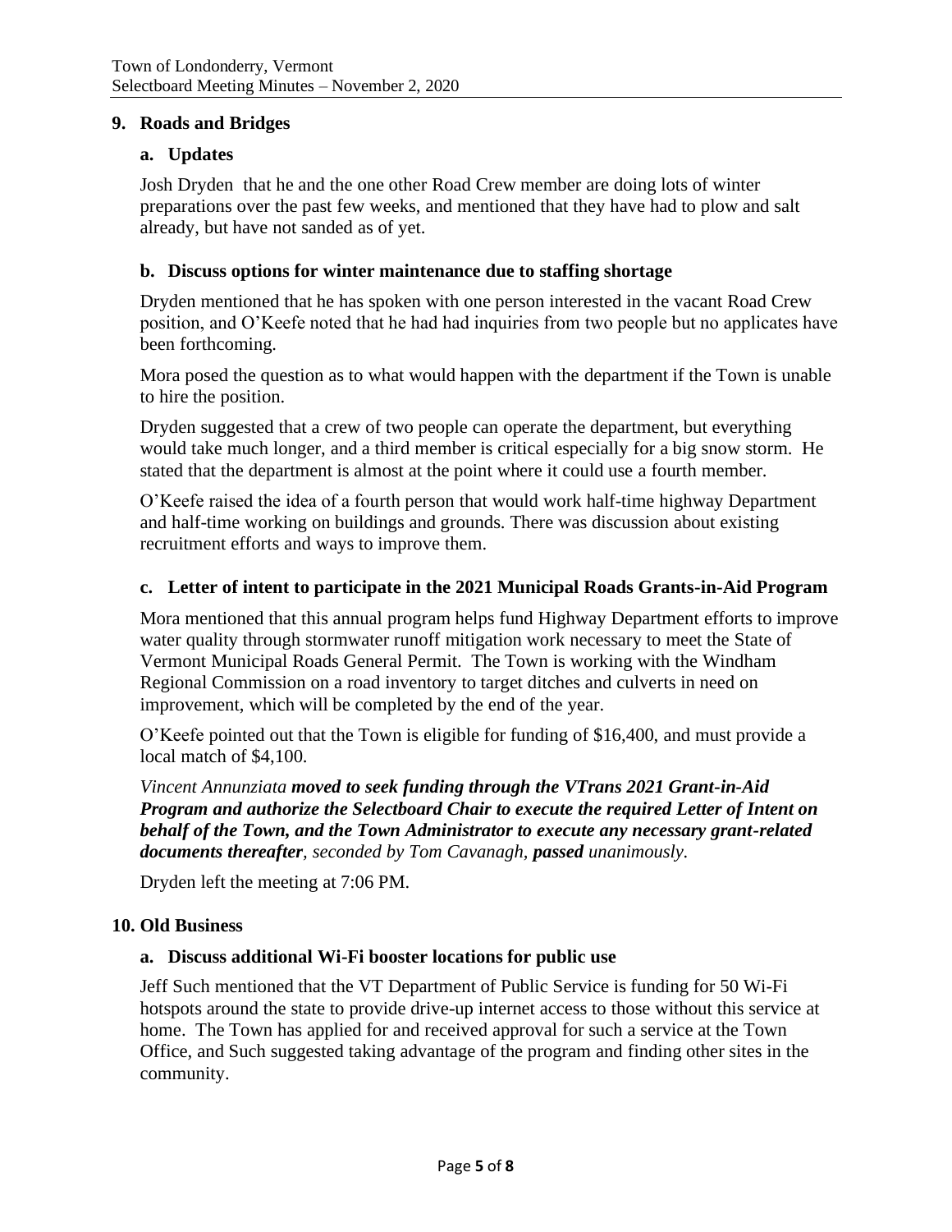## 9. Roads and Bridges

### a. Updates

Josh Dryden  that he and the one other Road Crew member are doing lots of winter preparations over the past few weeks, and mentioned that they have had to plow and salt already, but have not sanded as of yet.

### b. Discuss options for winter maintenance due to staffing shortage

Dryden mentioned that he has spoken with one person interested in the vacant Road Crew position, and O'Keefe noted that he had had inquiries from two people but no applicates have been forthcoming.

Mora posed the question as to what would happen with the department if the Town is unable to hire the position.

Dryden suggested that a crew of two people can operate the department, but everything would take much longer, and a third member is critical especially for a big snow storm. He stated that the department is almost at the point where it could use a fourth member.

O'Keefe raised the idea of a fourth person that would work half-time highway Department and half-time working on buildings and grounds. There was discussion about existing recruitment efforts and ways to improve them.

### c. Letter of intent to participate in the 2021 Municipal Roads Grants-in-Aid Program

Mora mentioned that this annual program helps fund Highway Department efforts to improve water quality through stormwater runoff mitigation work necessary to meet the State of Vermont Municipal Roads General Permit. The Town is working with the Windham Regional Commission on a road inventory to target ditches and culverts in need on improvement, which will be completed by the end of the year.

O'Keefe pointed out that the Town is eligible for funding of $16,400, and must provide a local match of $4,100.

*Vincent Annunziata* ***moved to seek funding through the VTrans 2021 Grant-in-Aid Program and authorize the Selectboard Chair to execute the required Letter of Intent on behalf of the Town, and the Town Administrator to execute any necessary grant-related documents thereafter****, seconded by Tom Cavanagh,* ***passed*** *unanimously.*

Dryden left the meeting at 7:06 PM.

## 10. Old Business

### a. Discuss additional Wi-Fi booster locations for public use

Jeff Such mentioned that the VT Department of Public Service is funding for 50 Wi-Fi hotspots around the state to provide drive-up internet access to those without this service at home. The Town has applied for and received approval for such a service at the Town Office, and Such suggested taking advantage of the program and finding other sites in the community.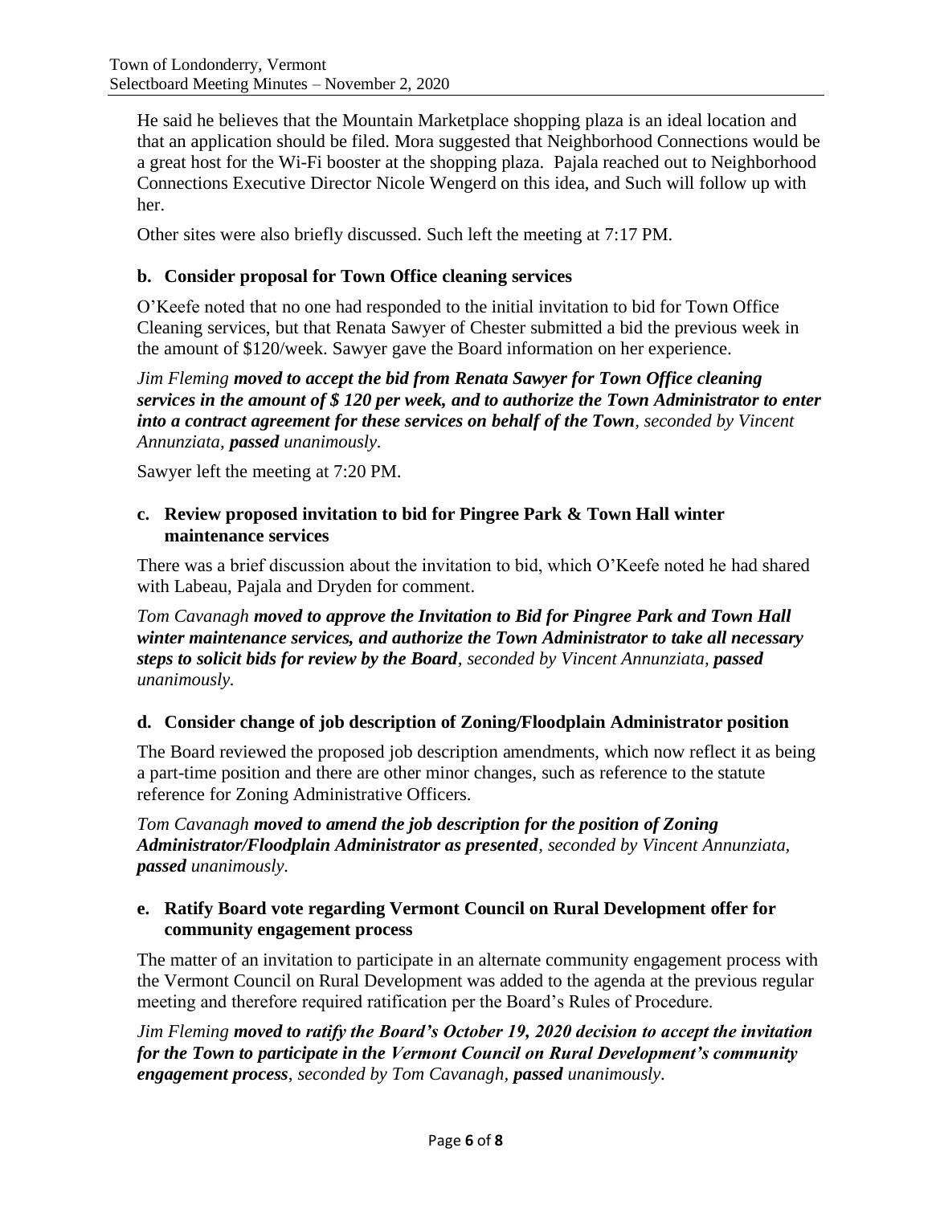He said he believes that the Mountain Marketplace shopping plaza is an ideal location and that an application should be filed. Mora suggested that Neighborhood Connections would be a great host for the Wi-Fi booster at the shopping plaza. Pajala reached out to Neighborhood Connections Executive Director Nicole Wengerd on this idea, and Such will follow up with her.

Other sites were also briefly discussed. Such left the meeting at 7:17 PM.

### b. Consider proposal for Town Office cleaning services

O'Keefe noted that no one had responded to the initial invitation to bid for Town Office Cleaning services, but that Renata Sawyer of Chester submitted a bid the previous week in the amount of $120/week. Sawyer gave the Board information on her experience.

*Jim Fleming* ***moved to accept the bid from Renata Sawyer for Town Office cleaning services in the amount of $ 120 per week, and to authorize the Town Administrator to enter into a contract agreement for these services on behalf of the Town****, seconded by Vincent Annunziata,* ***passed*** *unanimously.*

Sawyer left the meeting at 7:20 PM.

### c. Review proposed invitation to bid for Pingree Park & Town Hall winter maintenance services

There was a brief discussion about the invitation to bid, which O'Keefe noted he had shared with Labeau, Pajala and Dryden for comment.

*Tom Cavanagh* ***moved to approve the Invitation to Bid for Pingree Park and Town Hall winter maintenance services, and authorize the Town Administrator to take all necessary steps to solicit bids for review by the Board****, seconded by Vincent Annunziata,* ***passed*** *unanimously.*

### d. Consider change of job description of Zoning/Floodplain Administrator position

The Board reviewed the proposed job description amendments, which now reflect it as being a part-time position and there are other minor changes, such as reference to the statute reference for Zoning Administrative Officers.

*Tom Cavanagh* ***moved to amend the job description for the position of Zoning Administrator/Floodplain Administrator as presented****, seconded by Vincent Annunziata,* ***passed*** *unanimously.*

### e. Ratify Board vote regarding Vermont Council on Rural Development offer for community engagement process

The matter of an invitation to participate in an alternate community engagement process with the Vermont Council on Rural Development was added to the agenda at the previous regular meeting and therefore required ratification per the Board's Rules of Procedure.

*Jim Fleming* ***moved to ratify the Board's October 19, 2020 decision to accept the invitation for the Town to participate in the Vermont Council on Rural Development's community engagement process****, seconded by Tom Cavanagh,* ***passed*** *unanimously.*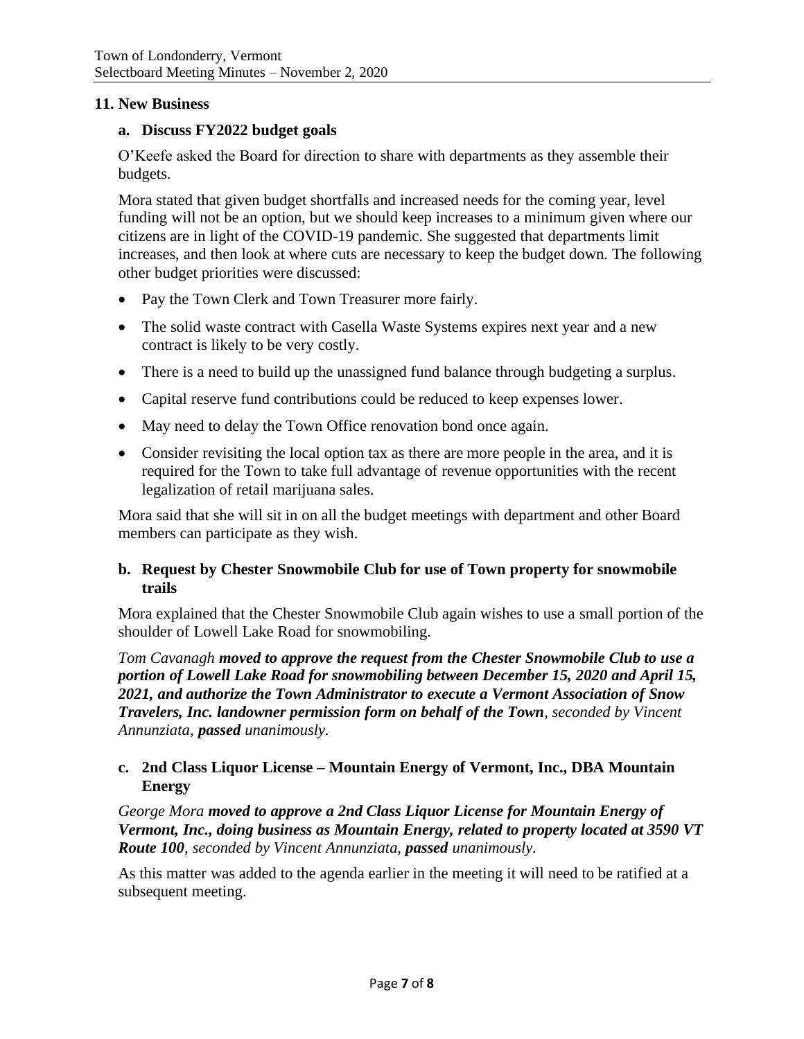## 11. New Business

### a. Discuss FY2022 budget goals

O'Keefe asked the Board for direction to share with departments as they assemble their budgets.

Mora stated that given budget shortfalls and increased needs for the coming year, level funding will not be an option, but we should keep increases to a minimum given where our citizens are in light of the COVID-19 pandemic. She suggested that departments limit increases, and then look at where cuts are necessary to keep the budget down. The following other budget priorities were discussed:

- Pay the Town Clerk and Town Treasurer more fairly.
- The solid waste contract with Casella Waste Systems expires next year and a new contract is likely to be very costly.
- There is a need to build up the unassigned fund balance through budgeting a surplus.
- Capital reserve fund contributions could be reduced to keep expenses lower.
- May need to delay the Town Office renovation bond once again.
- Consider revisiting the local option tax as there are more people in the area, and it is required for the Town to take full advantage of revenue opportunities with the recent legalization of retail marijuana sales.

Mora said that she will sit in on all the budget meetings with department and other Board members can participate as they wish.

### b. Request by Chester Snowmobile Club for use of Town property for snowmobile trails

Mora explained that the Chester Snowmobile Club again wishes to use a small portion of the shoulder of Lowell Lake Road for snowmobiling.

*Tom Cavanagh* ***moved to approve the request from the Chester Snowmobile Club to use a portion of Lowell Lake Road for snowmobiling between December 15, 2020 and April 15, 2021, and authorize the Town Administrator to execute a Vermont Association of Snow Travelers, Inc. landowner permission form on behalf of the Town****, seconded by Vincent Annunziata,* ***passed*** *unanimously.*

### c. 2nd Class Liquor License – Mountain Energy of Vermont, Inc., DBA Mountain Energy

*George Mora* ***moved to approve a 2nd Class Liquor License for Mountain Energy of Vermont, Inc., doing business as Mountain Energy, related to property located at 3590 VT Route 100****, seconded by Vincent Annunziata,* ***passed*** *unanimously.*

As this matter was added to the agenda earlier in the meeting it will need to be ratified at a subsequent meeting.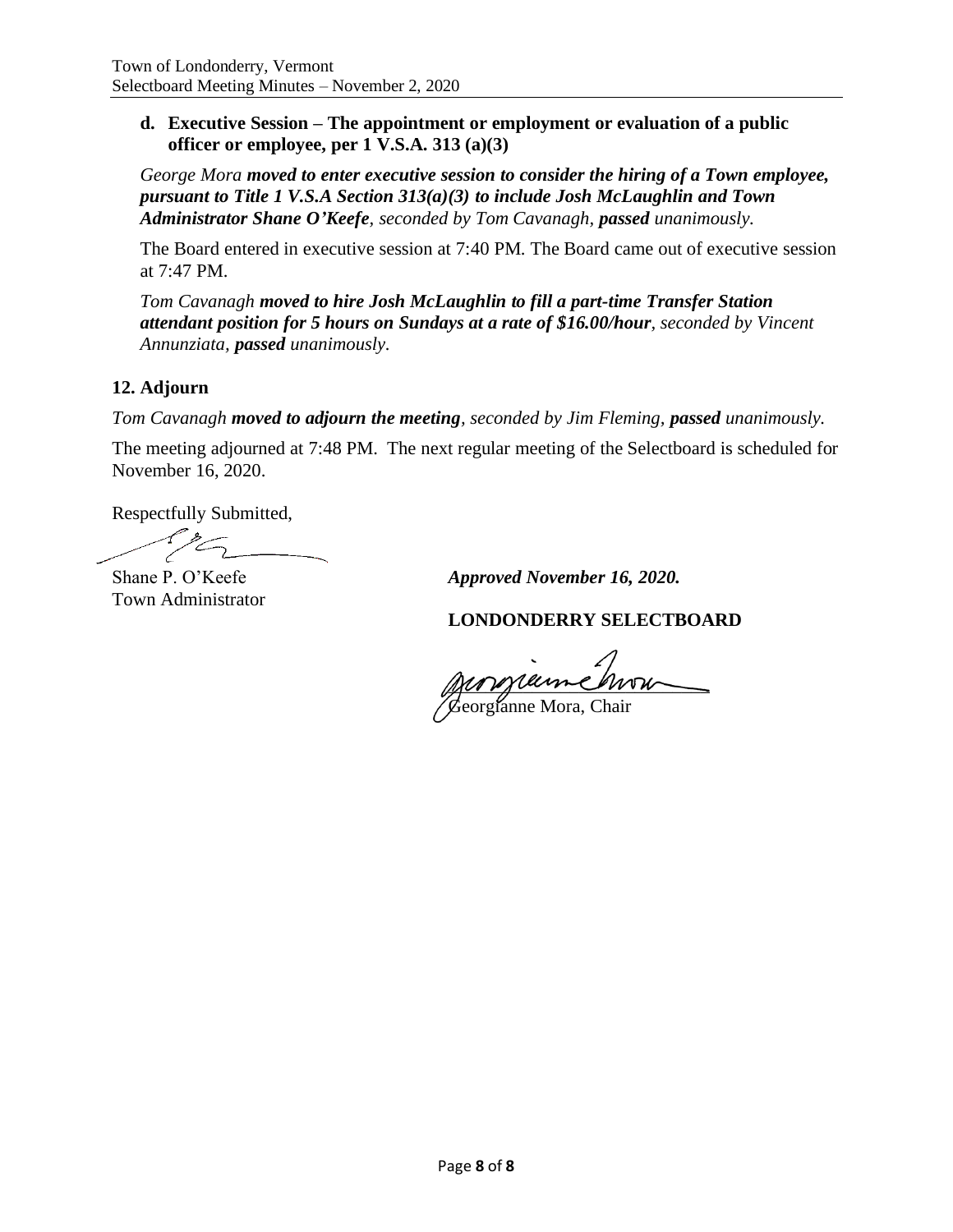**d. Executive Session – The appointment or employment or evaluation of a public officer or employee, per 1 V.S.A. 313 (a)(3)**

*George Mora* ***moved to enter executive session to consider the hiring of a Town employee, pursuant to Title 1 V.S.A Section 313(a)(3) to include Josh McLaughlin and Town Administrator Shane O'Keefe****, seconded by Tom Cavanagh,* ***passed*** *unanimously.*

The Board entered in executive session at 7:40 PM. The Board came out of executive session at 7:47 PM.

*Tom Cavanagh* ***moved to hire Josh McLaughlin to fill a part-time Transfer Station attendant position for 5 hours on Sundays at a rate of $16.00/hour****, seconded by Vincent Annunziata,* ***passed*** *unanimously.*

## 12. Adjourn

*Tom Cavanagh* ***moved to adjourn the meeting****, seconded by Jim Fleming,* ***passed*** *unanimously.*

The meeting adjourned at 7:48 PM. The next regular meeting of the Selectboard is scheduled for November 16, 2020.

Respectfully Submitted,

Shane P. O'Keefe
Town Administrator

***Approved November 16, 2020.***

**LONDONDERRY SELECTBOARD**

Georgianne Mora, Chair